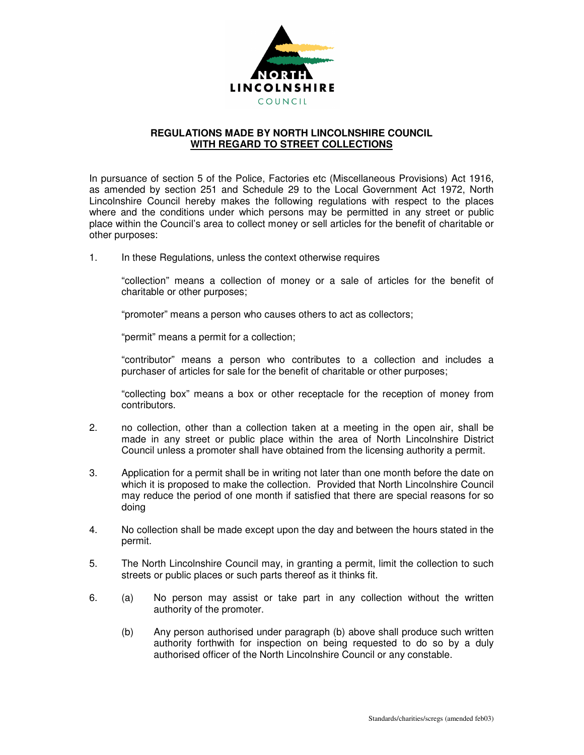NORTH LINCOLNSHIRE COUNCIL

## REGULATIONS MADE BY NORTH LINCOLNSHIRE COUNCIL WITH REGARD TO STREET COLLECTIONS

In pursuance of section 5 of the Police, Factories etc (Miscellaneous Provisions) Act 1916, as amended by section 251 and Schedule 29 to the Local Government Act 1972, North Lincolnshire Council hereby makes the following regulations with respect to the places where and the conditions under which persons may be permitted in any street or public place within the Council's area to collect money or sell articles for the benefit of charitable or other purposes:

1. In these Regulations, unless the context otherwise requires

   "collection" means a collection of money or a sale of articles for the benefit of charitable or other purposes;

   "promoter" means a person who causes others to act as collectors;

   "permit" means a permit for a collection;

   "contributor" means a person who contributes to a collection and includes a purchaser of articles for sale for the benefit of charitable or other purposes;

   "collecting box" means a box or other receptacle for the reception of money from contributors.

2. no collection, other than a collection taken at a meeting in the open air, shall be made in any street or public place within the area of North Lincolnshire District Council unless a promoter shall have obtained from the licensing authority a permit.

3. Application for a permit shall be in writing not later than one month before the date on which it is proposed to make the collection. Provided that North Lincolnshire Council may reduce the period of one month if satisfied that there are special reasons for so doing

4. No collection shall be made except upon the day and between the hours stated in the permit.

5. The North Lincolnshire Council may, in granting a permit, limit the collection to such streets or public places or such parts thereof as it thinks fit.

6. (a) No person may assist or take part in any collection without the written authority of the promoter.

   (b) Any person authorised under paragraph (b) above shall produce such written authority forthwith for inspection on being requested to do so by a duly authorised officer of the North Lincolnshire Council or any constable.

Standards/charities/scregs (amended feb03)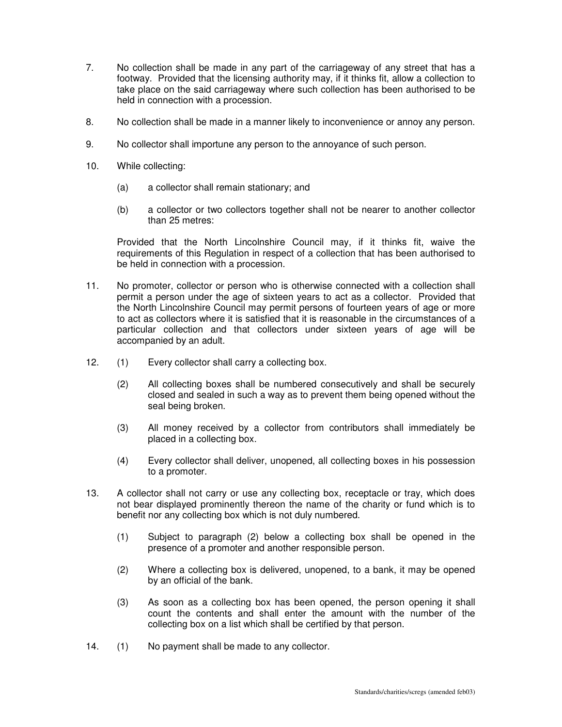7. No collection shall be made in any part of the carriageway of any street that has a footway. Provided that the licensing authority may, if it thinks fit, allow a collection to take place on the said carriageway where such collection has been authorised to be held in connection with a procession.

8. No collection shall be made in a manner likely to inconvenience or annoy any person.

9. No collector shall importune any person to the annoyance of such person.

10. While collecting:

    (a) a collector shall remain stationary; and

    (b) a collector or two collectors together shall not be nearer to another collector than 25 metres:

    Provided that the North Lincolnshire Council may, if it thinks fit, waive the requirements of this Regulation in respect of a collection that has been authorised to be held in connection with a procession.

11. No promoter, collector or person who is otherwise connected with a collection shall permit a person under the age of sixteen years to act as a collector. Provided that the North Lincolnshire Council may permit persons of fourteen years of age or more to act as collectors where it is satisfied that it is reasonable in the circumstances of a particular collection and that collectors under sixteen years of age will be accompanied by an adult.

12. (1) Every collector shall carry a collecting box.

    (2) All collecting boxes shall be numbered consecutively and shall be securely closed and sealed in such a way as to prevent them being opened without the seal being broken.

    (3) All money received by a collector from contributors shall immediately be placed in a collecting box.

    (4) Every collector shall deliver, unopened, all collecting boxes in his possession to a promoter.

13. A collector shall not carry or use any collecting box, receptacle or tray, which does not bear displayed prominently thereon the name of the charity or fund which is to benefit nor any collecting box which is not duly numbered.

    (1) Subject to paragraph (2) below a collecting box shall be opened in the presence of a promoter and another responsible person.

    (2) Where a collecting box is delivered, unopened, to a bank, it may be opened by an official of the bank.

    (3) As soon as a collecting box has been opened, the person opening it shall count the contents and shall enter the amount with the number of the collecting box on a list which shall be certified by that person.

14. (1) No payment shall be made to any collector.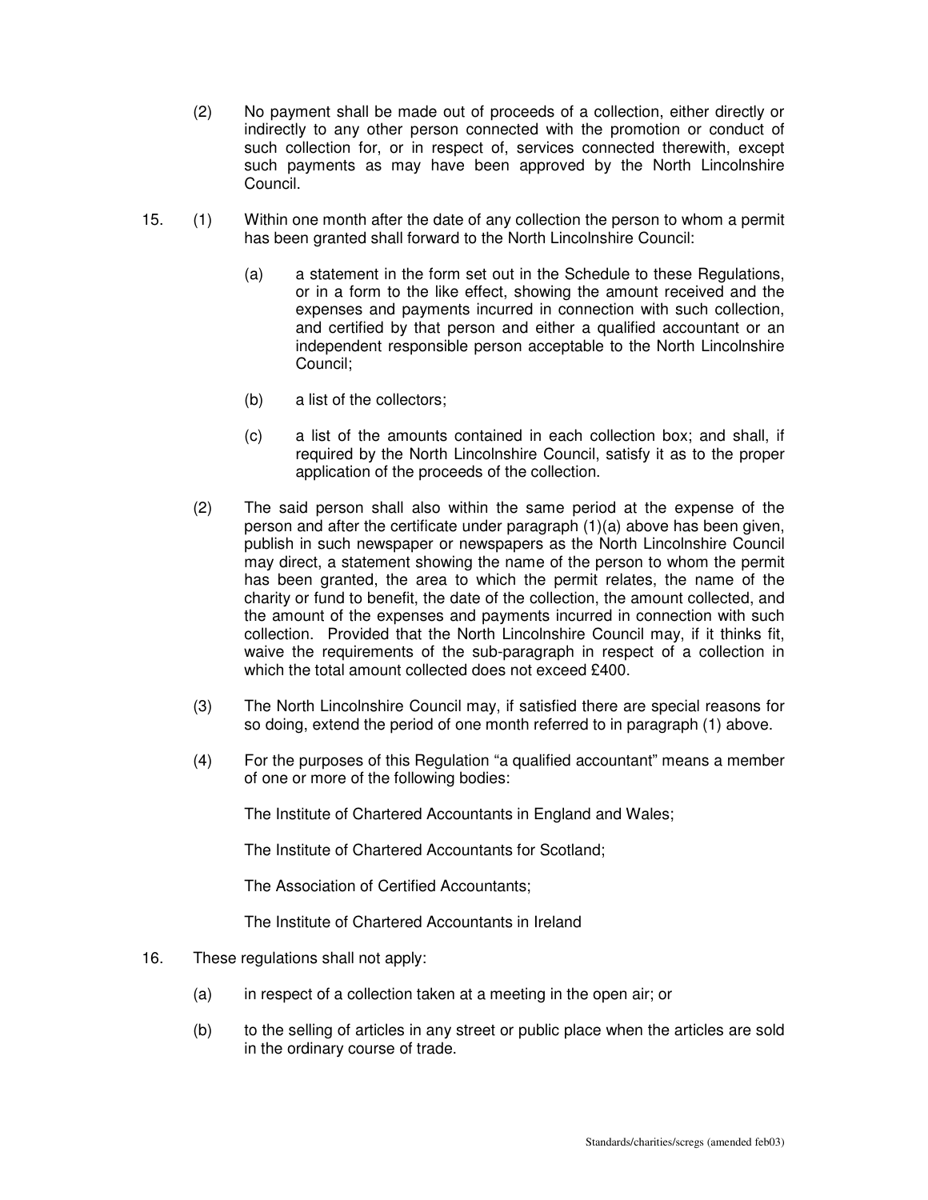(2) No payment shall be made out of proceeds of a collection, either directly or indirectly to any other person connected with the promotion or conduct of such collection for, or in respect of, services connected therewith, except such payments as may have been approved by the North Lincolnshire Council.

15. (1) Within one month after the date of any collection the person to whom a permit has been granted shall forward to the North Lincolnshire Council:

 (a) a statement in the form set out in the Schedule to these Regulations, or in a form to the like effect, showing the amount received and the expenses and payments incurred in connection with such collection, and certified by that person and either a qualified accountant or an independent responsible person acceptable to the North Lincolnshire Council;

 (b) a list of the collectors;

 (c) a list of the amounts contained in each collection box; and shall, if required by the North Lincolnshire Council, satisfy it as to the proper application of the proceeds of the collection.

 (2) The said person shall also within the same period at the expense of the person and after the certificate under paragraph (1)(a) above has been given, publish in such newspaper or newspapers as the North Lincolnshire Council may direct, a statement showing the name of the person to whom the permit has been granted, the area to which the permit relates, the name of the charity or fund to benefit, the date of the collection, the amount collected, and the amount of the expenses and payments incurred in connection with such collection. Provided that the North Lincolnshire Council may, if it thinks fit, waive the requirements of the sub-paragraph in respect of a collection in which the total amount collected does not exceed £400.

 (3) The North Lincolnshire Council may, if satisfied there are special reasons for so doing, extend the period of one month referred to in paragraph (1) above.

 (4) For the purposes of this Regulation "a qualified accountant" means a member of one or more of the following bodies:

 The Institute of Chartered Accountants in England and Wales;

 The Institute of Chartered Accountants for Scotland;

 The Association of Certified Accountants;

 The Institute of Chartered Accountants in Ireland

16. These regulations shall not apply:

 (a) in respect of a collection taken at a meeting in the open air; or

 (b) to the selling of articles in any street or public place when the articles are sold in the ordinary course of trade.

Standards/charities/scregs (amended feb03)